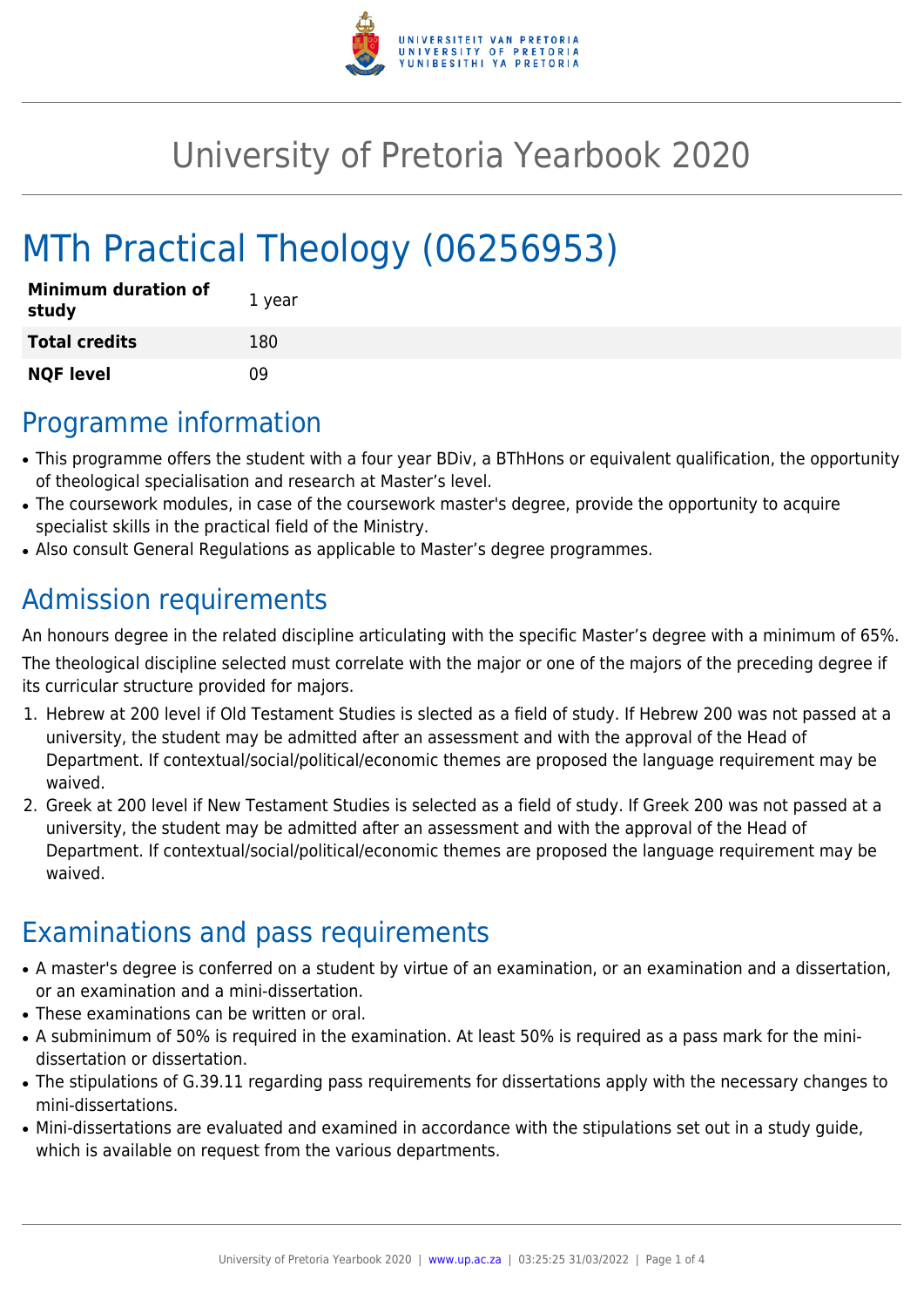# University of Pretoria Yearbook 2020

# MTh Practical Theology (06256953)

| Minimum duration of study | 1 year |
|---|---|
| **Total credits** | 180 |
| **NQF level** | 09 |

## Programme information

- This programme offers the student with a four year BDiv, a BThHons or equivalent qualification, the opportunity of theological specialisation and research at Master's level.
- The coursework modules, in case of the coursework master's degree, provide the opportunity to acquire specialist skills in the practical field of the Ministry.
- Also consult General Regulations as applicable to Master's degree programmes.

## Admission requirements

An honours degree in the related discipline articulating with the specific Master's degree with a minimum of 65%.

The theological discipline selected must correlate with the major or one of the majors of the preceding degree if its curricular structure provided for majors.

1. Hebrew at 200 level if Old Testament Studies is slected as a field of study. If Hebrew 200 was not passed at a university, the student may be admitted after an assessment and with the approval of the Head of Department. If contextual/social/political/economic themes are proposed the language requirement may be waived.
2. Greek at 200 level if New Testament Studies is selected as a field of study. If Greek 200 was not passed at a university, the student may be admitted after an assessment and with the approval of the Head of Department. If contextual/social/political/economic themes are proposed the language requirement may be waived.

## Examinations and pass requirements

- A master's degree is conferred on a student by virtue of an examination, or an examination and a dissertation, or an examination and a mini-dissertation.
- These examinations can be written or oral.
- A subminimum of 50% is required in the examination. At least 50% is required as a pass mark for the mini-dissertation or dissertation.
- The stipulations of G.39.11 regarding pass requirements for dissertations apply with the necessary changes to mini-dissertations.
- Mini-dissertations are evaluated and examined in accordance with the stipulations set out in a study guide, which is available on request from the various departments.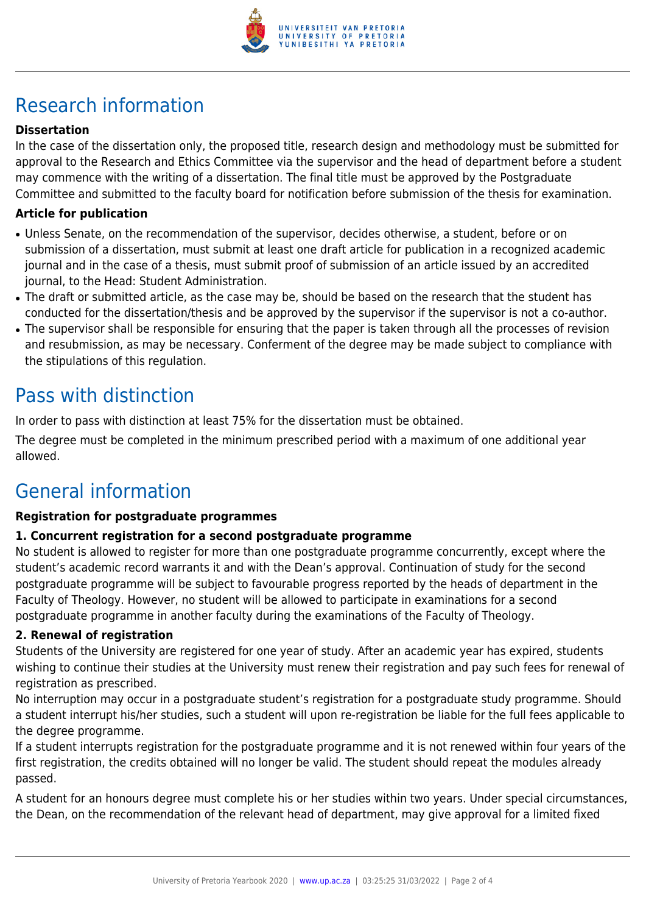## Research information

### Dissertation

In the case of the dissertation only, the proposed title, research design and methodology must be submitted for approval to the Research and Ethics Committee via the supervisor and the head of department before a student may commence with the writing of a dissertation. The final title must be approved by the Postgraduate Committee and submitted to the faculty board for notification before submission of the thesis for examination.

### Article for publication

- Unless Senate, on the recommendation of the supervisor, decides otherwise, a student, before or on submission of a dissertation, must submit at least one draft article for publication in a recognized academic journal and in the case of a thesis, must submit proof of submission of an article issued by an accredited journal, to the Head: Student Administration.
- The draft or submitted article, as the case may be, should be based on the research that the student has conducted for the dissertation/thesis and be approved by the supervisor if the supervisor is not a co-author.
- The supervisor shall be responsible for ensuring that the paper is taken through all the processes of revision and resubmission, as may be necessary. Conferment of the degree may be made subject to compliance with the stipulations of this regulation.

## Pass with distinction

In order to pass with distinction at least 75% for the dissertation must be obtained.

The degree must be completed in the minimum prescribed period with a maximum of one additional year allowed.

## General information

### Registration for postgraduate programmes

#### 1. Concurrent registration for a second postgraduate programme

No student is allowed to register for more than one postgraduate programme concurrently, except where the student's academic record warrants it and with the Dean's approval. Continuation of study for the second postgraduate programme will be subject to favourable progress reported by the heads of department in the Faculty of Theology. However, no student will be allowed to participate in examinations for a second postgraduate programme in another faculty during the examinations of the Faculty of Theology.

#### 2. Renewal of registration

Students of the University are registered for one year of study. After an academic year has expired, students wishing to continue their studies at the University must renew their registration and pay such fees for renewal of registration as prescribed.

No interruption may occur in a postgraduate student's registration for a postgraduate study programme. Should a student interrupt his/her studies, such a student will upon re-registration be liable for the full fees applicable to the degree programme.

If a student interrupts registration for the postgraduate programme and it is not renewed within four years of the first registration, the credits obtained will no longer be valid. The student should repeat the modules already passed.

A student for an honours degree must complete his or her studies within two years. Under special circumstances, the Dean, on the recommendation of the relevant head of department, may give approval for a limited fixed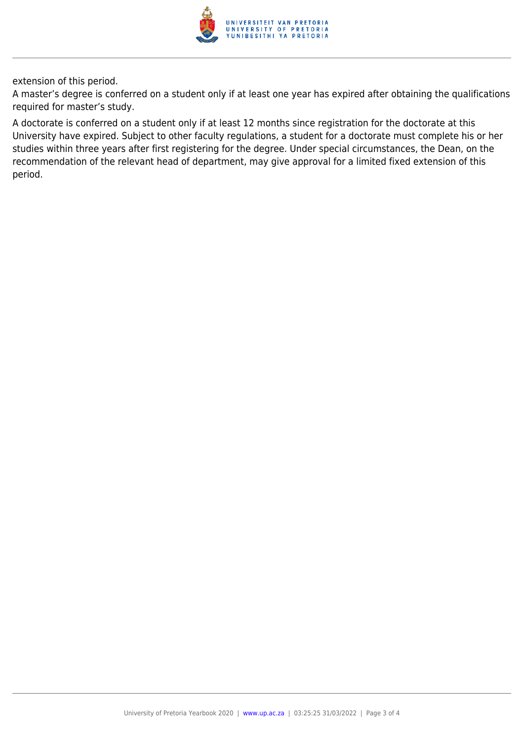extension of this period.

A master's degree is conferred on a student only if at least one year has expired after obtaining the qualifications required for master's study.

A doctorate is conferred on a student only if at least 12 months since registration for the doctorate at this University have expired. Subject to other faculty regulations, a student for a doctorate must complete his or her studies within three years after first registering for the degree. Under special circumstances, the Dean, on the recommendation of the relevant head of department, may give approval for a limited fixed extension of this period.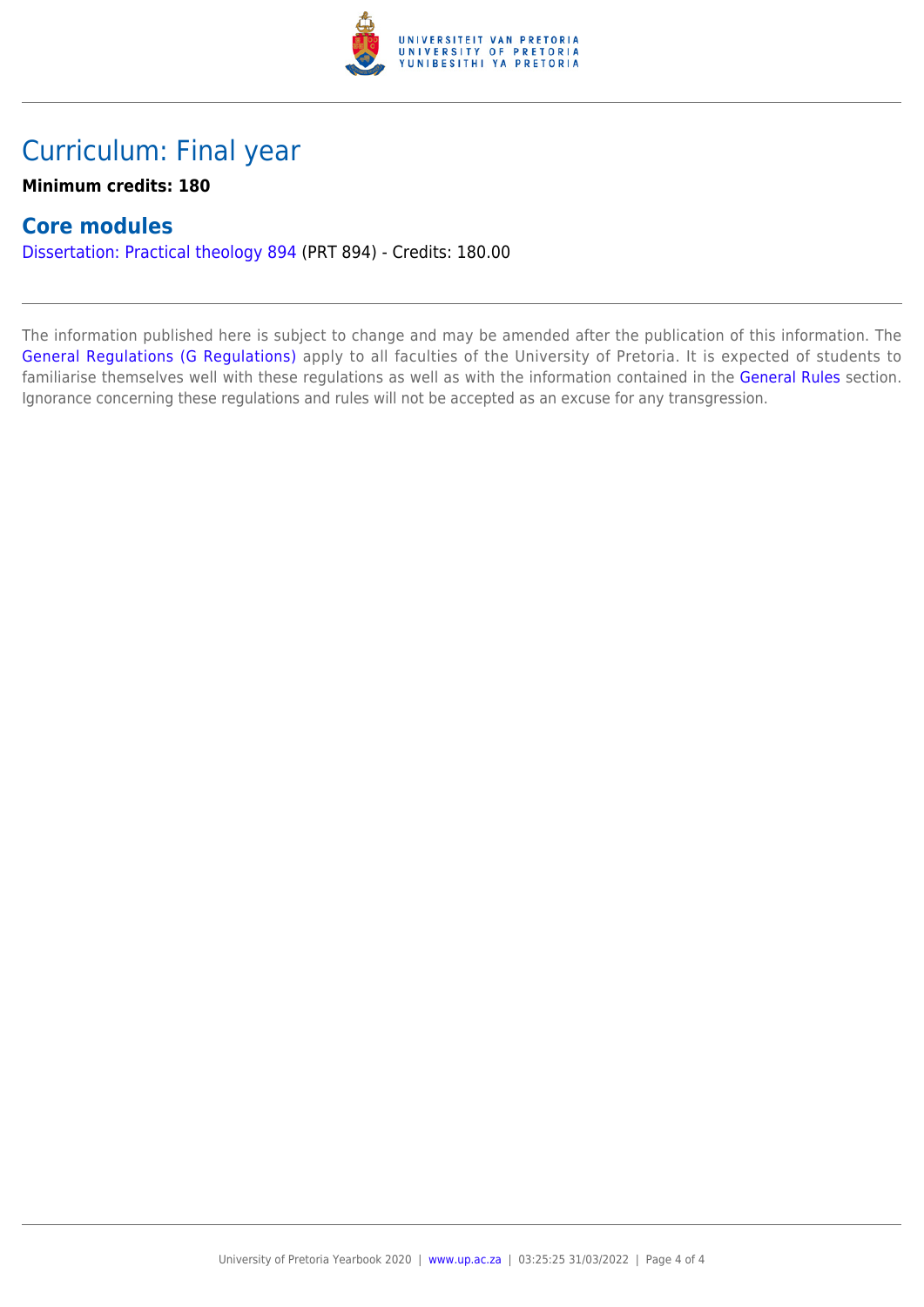## Curriculum: Final year

**Minimum credits: 180**

### Core modules

Dissertation: Practical theology 894 (PRT 894) - Credits: 180.00

The information published here is subject to change and may be amended after the publication of this information. The General Regulations (G Regulations) apply to all faculties of the University of Pretoria. It is expected of students to familiarise themselves well with these regulations as well as with the information contained in the General Rules section. Ignorance concerning these regulations and rules will not be accepted as an excuse for any transgression.